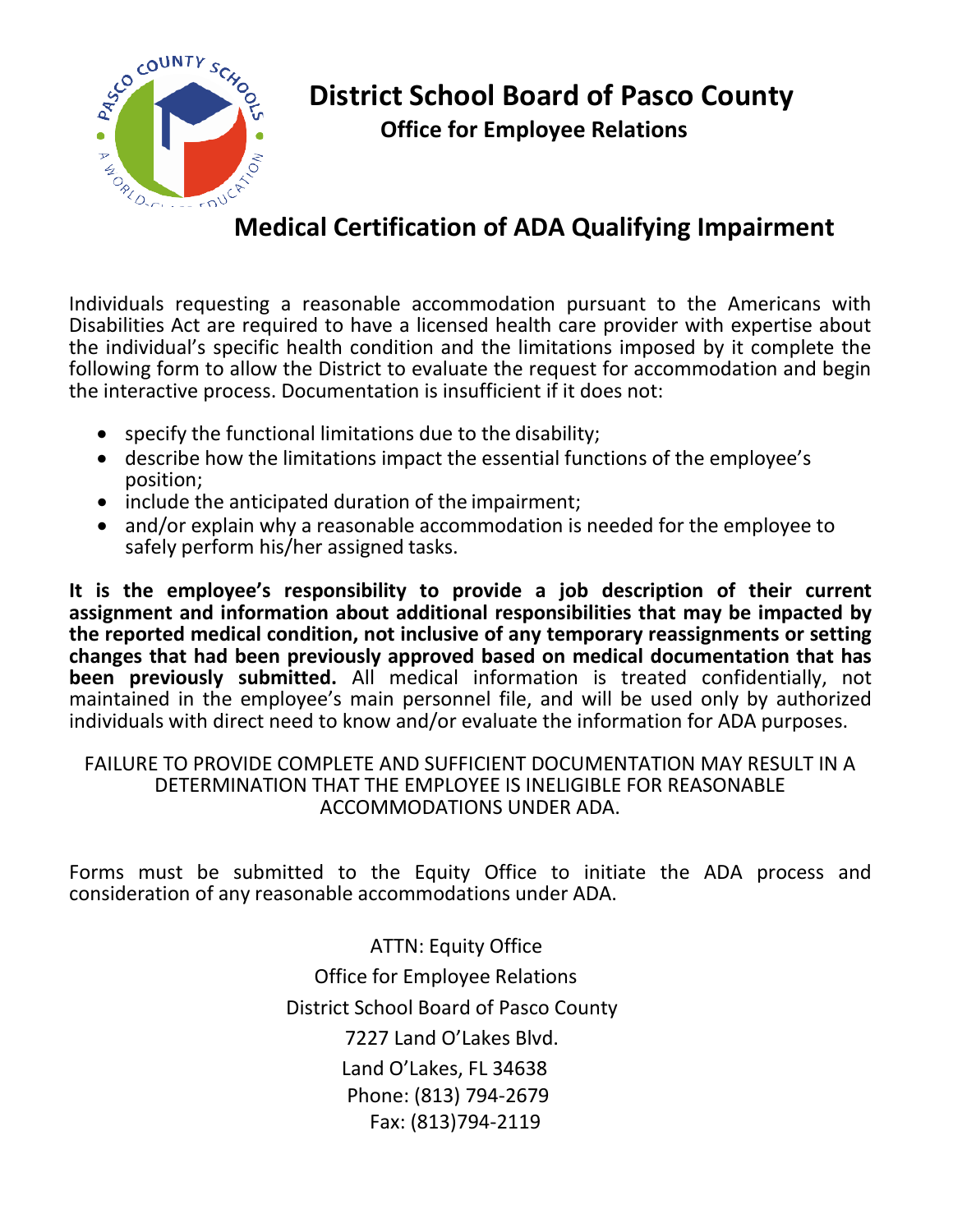# District School Board of Pasco County

## Office for Employee Relations

## Medical Certification of ADA Qualifying Impairment

Individuals requesting a reasonable accommodation pursuant to the Americans with Disabilities Act are required to have a licensed health care provider with expertise about the individual's specific health condition and the limitations imposed by it complete the following form to allow the District to evaluate the request for accommodation and begin the interactive process. Documentation is insufficient if it does not:

- specify the functional limitations due to the disability;
- describe how the limitations impact the essential functions of the employee's position;
- include the anticipated duration of the impairment;
- and/or explain why a reasonable accommodation is needed for the employee to safely perform his/her assigned tasks.

**It is the employee's responsibility to provide a job description of their current assignment and information about additional responsibilities that may be impacted by the reported medical condition, not inclusive of any temporary reassignments or setting changes that had been previously approved based on medical documentation that has been previously submitted.** All medical information is treated confidentially, not maintained in the employee's main personnel file, and will be used only by authorized individuals with direct need to know and/or evaluate the information for ADA purposes.

FAILURE TO PROVIDE COMPLETE AND SUFFICIENT DOCUMENTATION MAY RESULT IN A DETERMINATION THAT THE EMPLOYEE IS INELIGIBLE FOR REASONABLE ACCOMMODATIONS UNDER ADA.

Forms must be submitted to the Equity Office to initiate the ADA process and consideration of any reasonable accommodations under ADA.

ATTN: Equity Office  
Office for Employee Relations  
District School Board of Pasco County  
7227 Land O'Lakes Blvd.  
Land O'Lakes, FL 34638  
Phone: (813) 794-2679  
Fax: (813)794-2119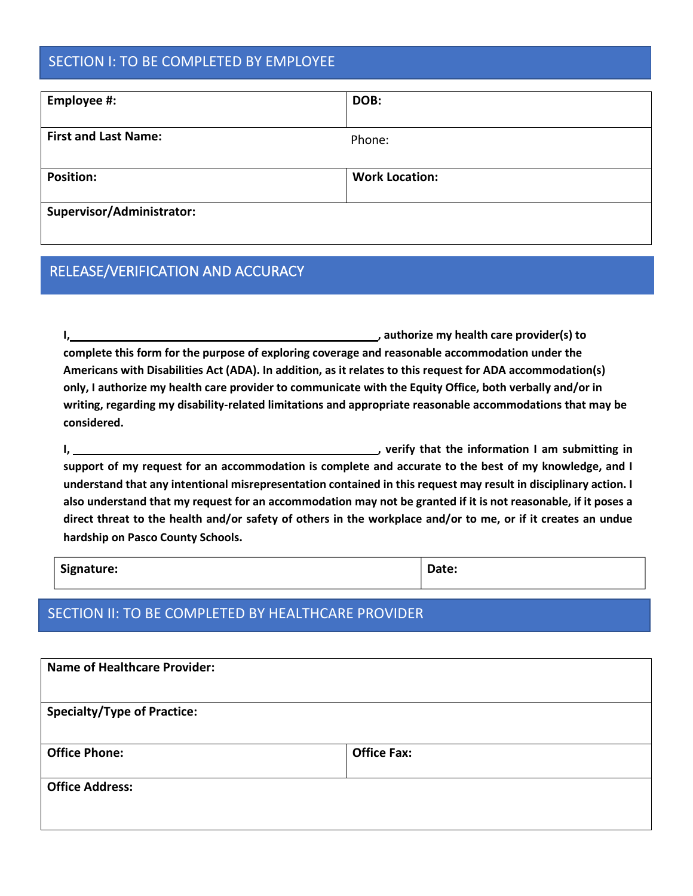## SECTION I: TO BE COMPLETED BY EMPLOYEE

| **Employee #:** | **DOB:** |
|---|---|
| **First and Last Name:** | Phone: |
| **Position:** | **Work Location:** |
| **Supervisor/Administrator:** | |

## RELEASE/VERIFICATION AND ACCURACY

**I, \_\_\_\_\_\_\_\_\_\_\_\_\_\_\_\_\_\_\_\_\_\_\_\_\_\_\_\_\_\_\_\_\_\_\_\_\_\_\_\_\_\_\_\_\_\_, authorize my health care provider(s) to complete this form for the purpose of exploring coverage and reasonable accommodation under the Americans with Disabilities Act (ADA). In addition, as it relates to this request for ADA accommodation(s) only, I authorize my health care provider to communicate with the Equity Office, both verbally and/or in writing, regarding my disability-related limitations and appropriate reasonable accommodations that may be considered.**

**I, \_\_\_\_\_\_\_\_\_\_\_\_\_\_\_\_\_\_\_\_\_\_\_\_\_\_\_\_\_\_\_\_\_\_\_\_\_\_\_\_\_\_\_\_\_\_, verify that the information I am submitting in support of my request for an accommodation is complete and accurate to the best of my knowledge, and I understand that any intentional misrepresentation contained in this request may result in disciplinary action. I also understand that my request for an accommodation may not be granted if it is not reasonable, if it poses a direct threat to the health and/or safety of others in the workplace and/or to me, or if it creates an undue hardship on Pasco County Schools.**

| **Signature:** | **Date:** |
|---|---|

## SECTION II: TO BE COMPLETED BY HEALTHCARE PROVIDER

| **Name of Healthcare Provider:** | |
|---|---|
| **Specialty/Type of Practice:** | |
| **Office Phone:** | **Office Fax:** |
| **Office Address:** | |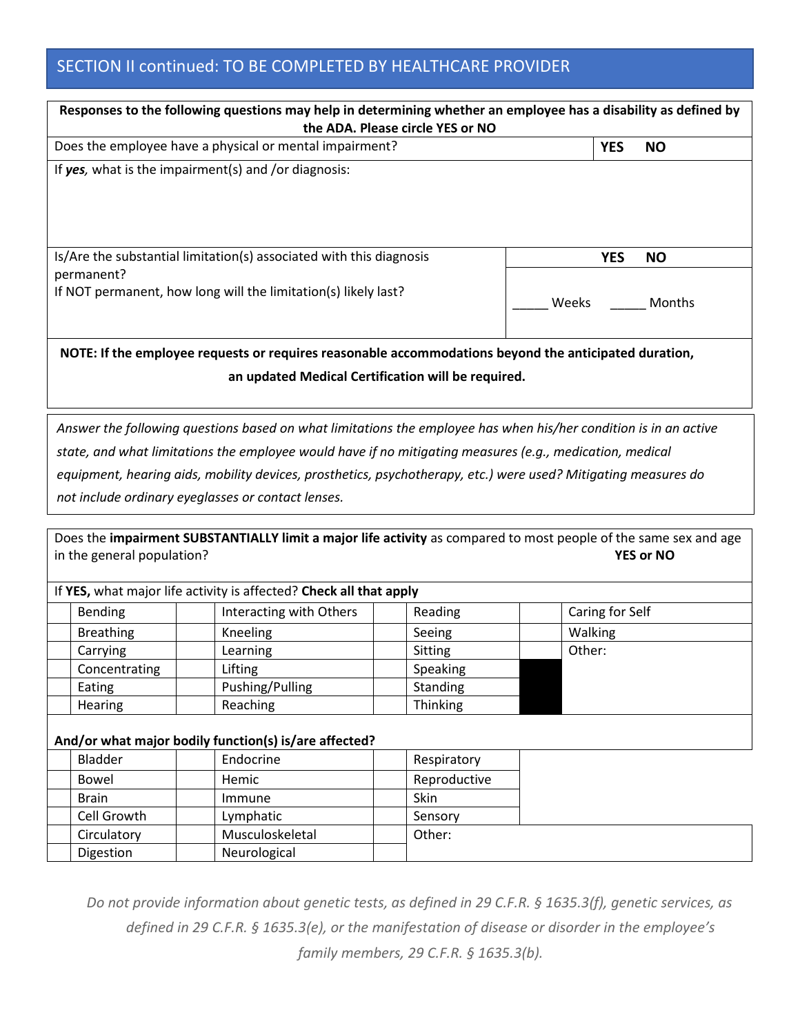## SECTION II continued: TO BE COMPLETED BY HEALTHCARE PROVIDER

| **Responses to the following questions may help in determining whether an employee has a disability as defined by the ADA. Please circle YES or NO** | |
|---|---|
| Does the employee have a physical or mental impairment? | **YES NO** |
| If ***yes***, what is the impairment(s) and /or diagnosis: | |
| Is/Are the substantial limitation(s) associated with this diagnosis permanent? | **YES NO** |
| If NOT permanent, how long will the limitation(s) likely last? | _____ Weeks _____ Months |

**NOTE: If the employee requests or requires reasonable accommodations beyond the anticipated duration, an updated Medical Certification will be required.**

*Answer the following questions based on what limitations the employee has when his/her condition is in an active state, and what limitations the employee would have if no mitigating measures (e.g., medication, medical equipment, hearing aids, mobility devices, prosthetics, psychotherapy, etc.) were used? Mitigating measures do not include ordinary eyeglasses or contact lenses.*

Does the **impairment SUBSTANTIALLY limit a major life activity** as compared to most people of the same sex and age in the general population? **YES or NO**

If **YES,** what major life activity is affected? **Check all that apply**

| | | | | | | | |
|---|---|---|---|---|---|---|---|
| | Bending | | Interacting with Others | | Reading | | Caring for Self |
| | Breathing | | Kneeling | | Seeing | | Walking |
| | Carrying | | Learning | | Sitting | | Other: |
| | Concentrating | | Lifting | | Speaking | | |
| | Eating | | Pushing/Pulling | | Standing | | |
| | Hearing | | Reaching | | Thinking | | |

**And/or what major bodily function(s) is/are affected?**

| | | | | | |
|---|---|---|---|---|---|
| | Bladder | | Endocrine | | Respiratory |
| | Bowel | | Hemic | | Reproductive |
| | Brain | | Immune | | Skin |
| | Cell Growth | | Lymphatic | | Sensory |
| | Circulatory | | Musculoskeletal | | Other: |
| | Digestion | | Neurological | | |

*Do not provide information about genetic tests, as defined in 29 C.F.R. § 1635.3(f), genetic services, as defined in 29 C.F.R. § 1635.3(e), or the manifestation of disease or disorder in the employee's family members, 29 C.F.R. § 1635.3(b).*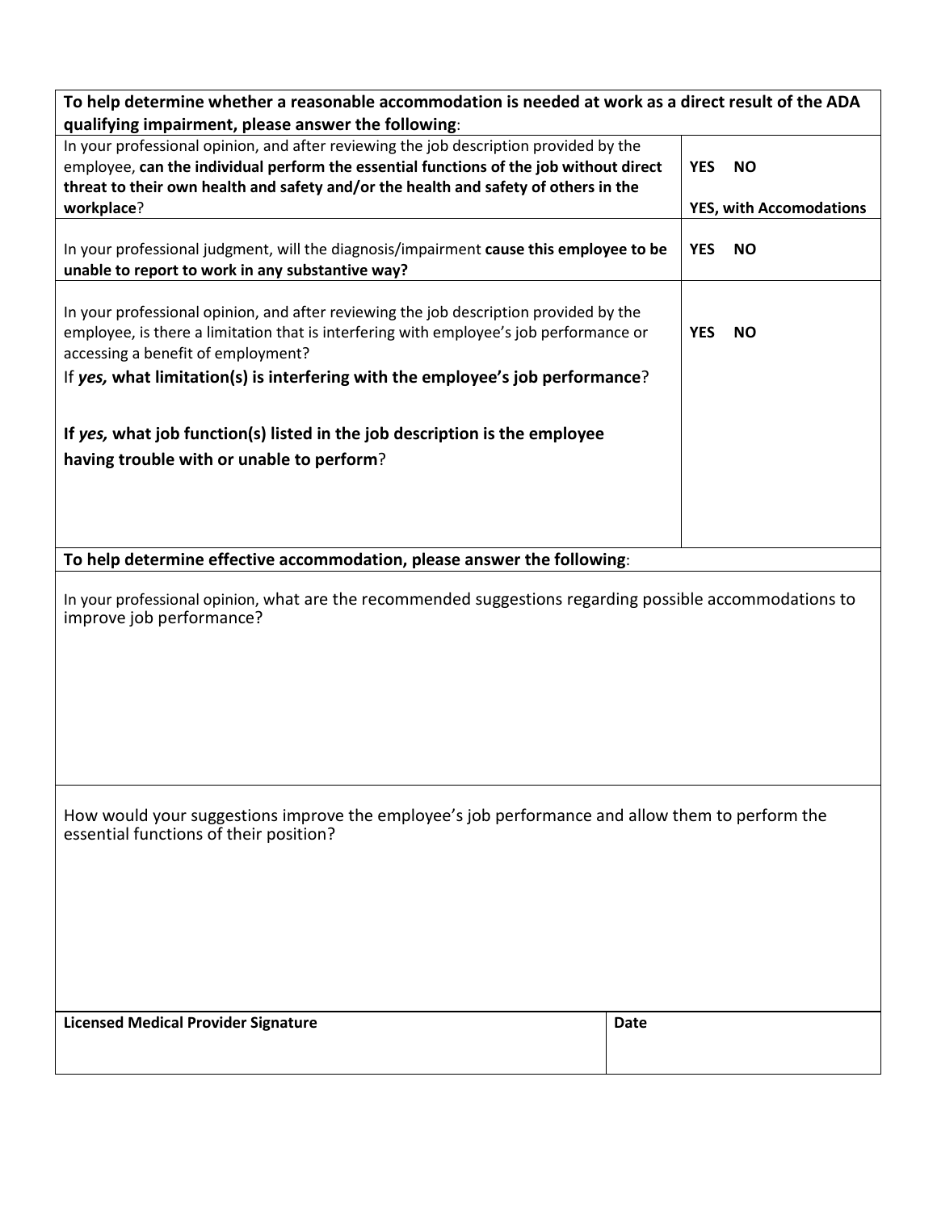| **To help determine whether a reasonable accommodation is needed at work as a direct result of the ADA qualifying impairment, please answer the following**: | |
|---|---|
| In your professional opinion, and after reviewing the job description provided by the employee, **can the individual perform the essential functions of the job without direct threat to their own health and safety and/or the health and safety of others in the workplace**? | **YES NO**<br><br>**YES, with Accomodations** |
| In your professional judgment, will the diagnosis/impairment **cause this employee to be unable to report to work in any substantive way?** | **YES NO** |
| In your professional opinion, and after reviewing the job description provided by the employee, is there a limitation that is interfering with employee's job performance or accessing a benefit of employment?<br><br>If *yes*, **what limitation(s) is interfering with the employee's job performance**?<br><br>**If *yes*, what job function(s) listed in the job description is the employee having trouble with or unable to perform**? | **YES NO** |

| **To help determine effective accommodation, please answer the following**: |
|---|
| In your professional opinion, what are the recommended suggestions regarding possible accommodations to improve job performance? |
| How would your suggestions improve the employee's job performance and allow them to perform the essential functions of their position? |

| **Licensed Medical Provider Signature** | **Date** |
|---|---|
| | |